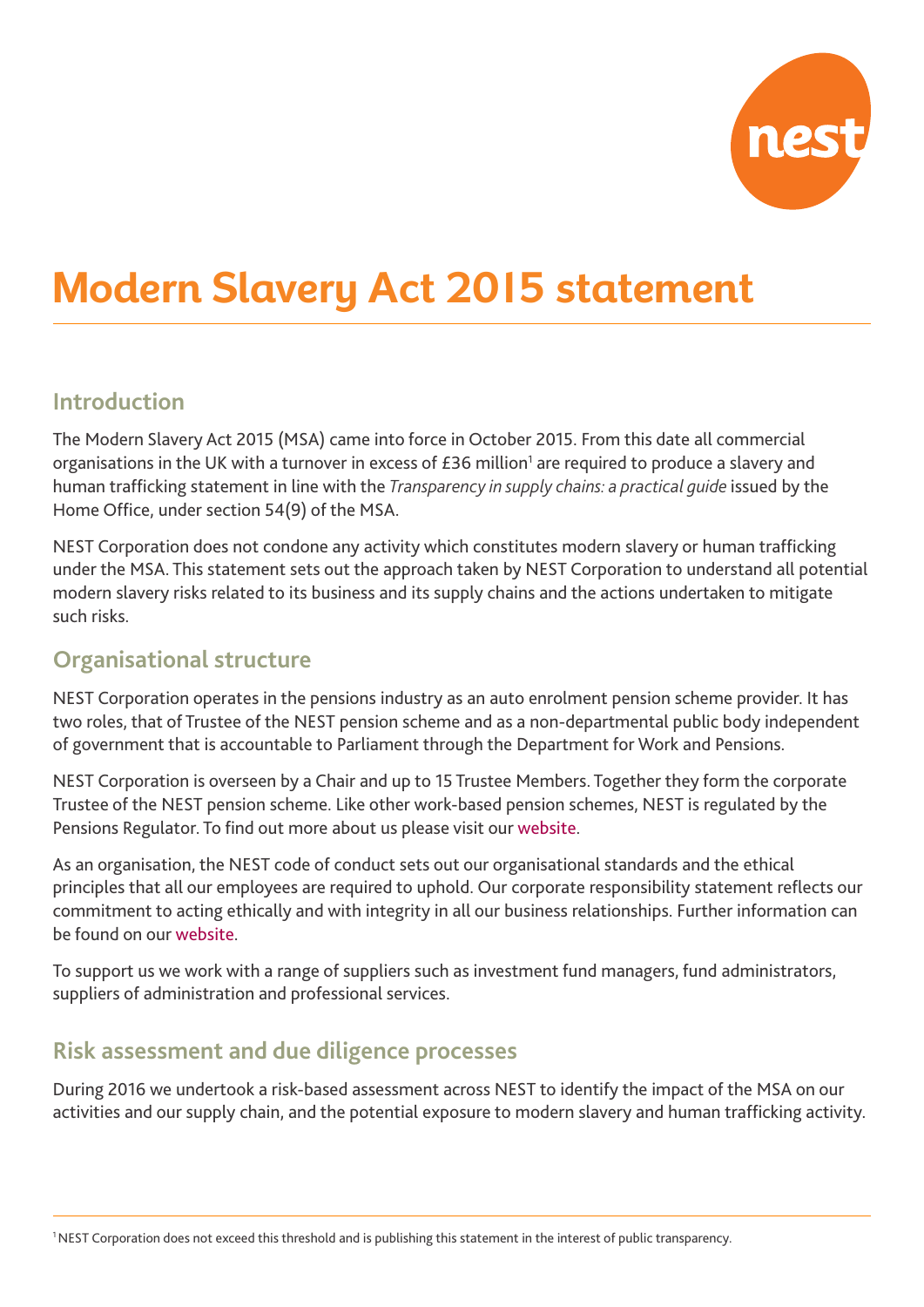# Modern Slavery Act 2015 statement

## Introduction

The Modern Slavery Act 2015 (MSA) came into force in October 2015. From this date all commercial organisations in the UK with a turnover in excess of £36 million[1] are required to produce a slavery and human trafficking statement in line with the *Transparency in supply chains: a practical guide* issued by the Home Office, under section 54(9) of the MSA.

NEST Corporation does not condone any activity which constitutes modern slavery or human trafficking under the MSA. This statement sets out the approach taken by NEST Corporation to understand all potential modern slavery risks related to its business and its supply chains and the actions undertaken to mitigate such risks.

## Organisational structure

NEST Corporation operates in the pensions industry as an auto enrolment pension scheme provider. It has two roles, that of Trustee of the NEST pension scheme and as a non-departmental public body independent of government that is accountable to Parliament through the Department for Work and Pensions.

NEST Corporation is overseen by a Chair and up to 15 Trustee Members. Together they form the corporate Trustee of the NEST pension scheme. Like other work-based pension schemes, NEST is regulated by the Pensions Regulator. To find out more about us please visit our website.

As an organisation, the NEST code of conduct sets out our organisational standards and the ethical principles that all our employees are required to uphold. Our corporate responsibility statement reflects our commitment to acting ethically and with integrity in all our business relationships. Further information can be found on our website.

To support us we work with a range of suppliers such as investment fund managers, fund administrators, suppliers of administration and professional services.

## Risk assessment and due diligence processes

During 2016 we undertook a risk-based assessment across NEST to identify the impact of the MSA on our activities and our supply chain, and the potential exposure to modern slavery and human trafficking activity.

[1] NEST Corporation does not exceed this threshold and is publishing this statement in the interest of public transparency.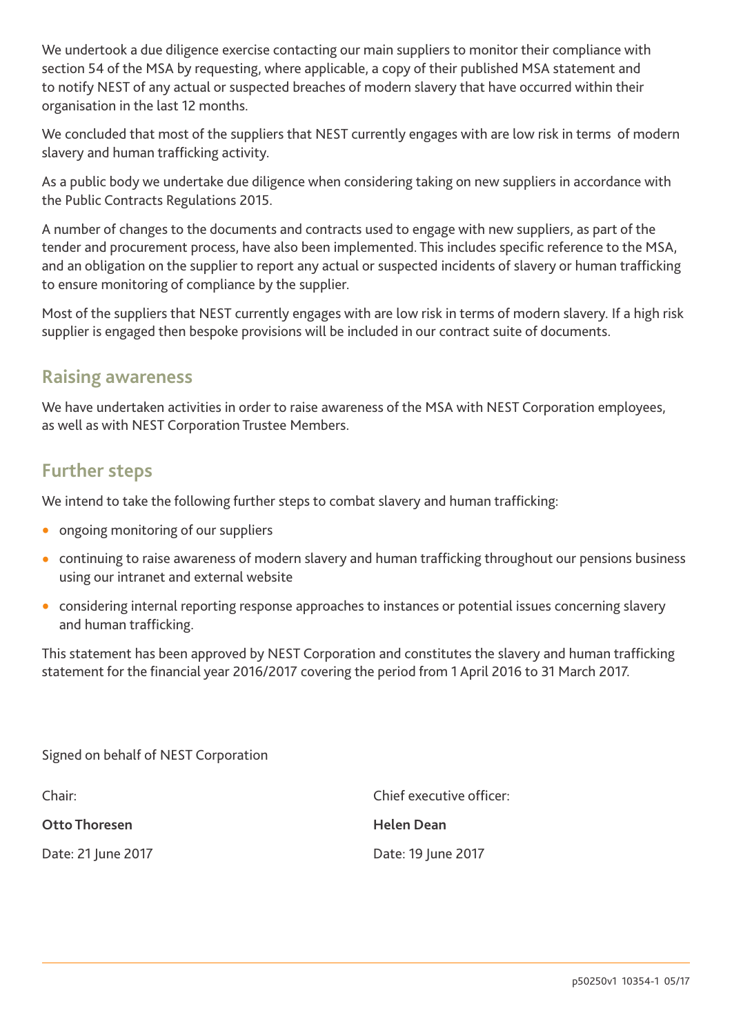We undertook a due diligence exercise contacting our main suppliers to monitor their compliance with section 54 of the MSA by requesting, where applicable, a copy of their published MSA statement and to notify NEST of any actual or suspected breaches of modern slavery that have occurred within their organisation in the last 12 months.

We concluded that most of the suppliers that NEST currently engages with are low risk in terms of modern slavery and human trafficking activity.

As a public body we undertake due diligence when considering taking on new suppliers in accordance with the Public Contracts Regulations 2015.

A number of changes to the documents and contracts used to engage with new suppliers, as part of the tender and procurement process, have also been implemented. This includes specific reference to the MSA, and an obligation on the supplier to report any actual or suspected incidents of slavery or human trafficking to ensure monitoring of compliance by the supplier.

Most of the suppliers that NEST currently engages with are low risk in terms of modern slavery. If a high risk supplier is engaged then bespoke provisions will be included in our contract suite of documents.

## Raising awareness

We have undertaken activities in order to raise awareness of the MSA with NEST Corporation employees, as well as with NEST Corporation Trustee Members.

## Further steps

We intend to take the following further steps to combat slavery and human trafficking:

- ongoing monitoring of our suppliers
- continuing to raise awareness of modern slavery and human trafficking throughout our pensions business using our intranet and external website
- considering internal reporting response approaches to instances or potential issues concerning slavery and human trafficking.

This statement has been approved by NEST Corporation and constitutes the slavery and human trafficking statement for the financial year 2016/2017 covering the period from 1 April 2016 to 31 March 2017.

Signed on behalf of NEST Corporation

Chair:

**Otto Thoresen**

Date: 21 June 2017

Chief executive officer:

**Helen Dean**

Date: 19 June 2017

p50250v1 10354-1 05/17